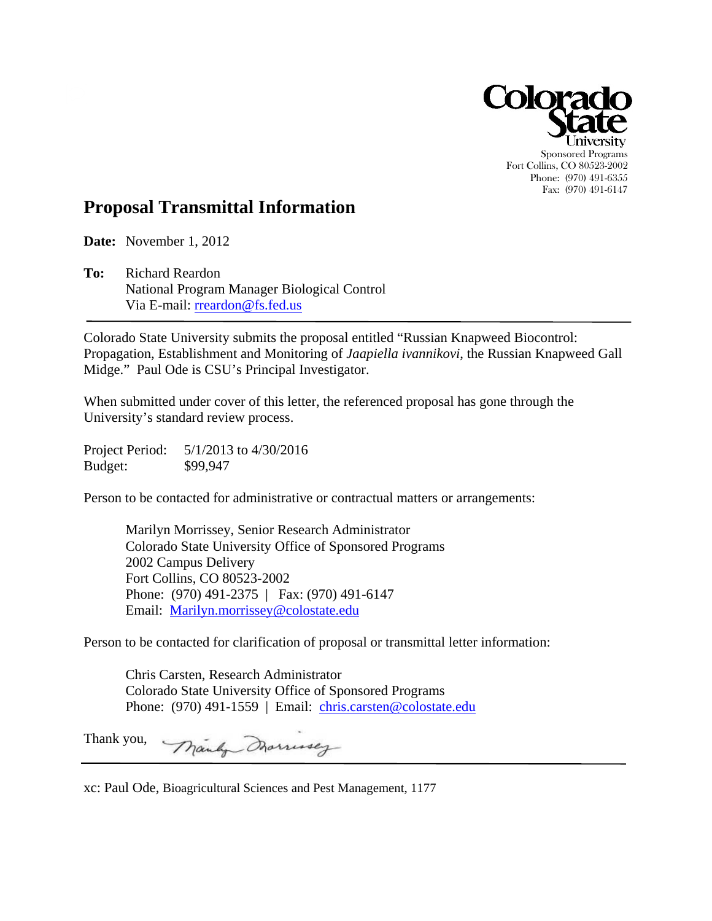Colorado State University
Sponsored Programs
Fort Collins, CO 80523-2002
Phone: (970) 491-6355
Fax: (970) 491-6147

# Proposal Transmittal Information

**Date:** November 1, 2012

**To:** Richard Reardon
National Program Manager Biological Control
Via E-mail: rreardon@fs.fed.us

---

Colorado State University submits the proposal entitled "Russian Knapweed Biocontrol: Propagation, Establishment and Monitoring of *Jaapiella ivannikovi*, the Russian Knapweed Gall Midge." Paul Ode is CSU's Principal Investigator.

When submitted under cover of this letter, the referenced proposal has gone through the University's standard review process.

Project Period: 5/1/2013 to 4/30/2016
Budget: $99,947

Person to be contacted for administrative or contractual matters or arrangements:

Marilyn Morrissey, Senior Research Administrator
Colorado State University Office of Sponsored Programs
2002 Campus Delivery
Fort Collins, CO 80523-2002
Phone: (970) 491-2375 | Fax: (970) 491-6147
Email: Marilyn.morrissey@colostate.edu

Person to be contacted for clarification of proposal or transmittal letter information:

Chris Carsten, Research Administrator
Colorado State University Office of Sponsored Programs
Phone: (970) 491-1559 | Email: chris.carsten@colostate.edu

Thank you, Marilyn Morrissey

---

xc: Paul Ode, Bioagricultural Sciences and Pest Management, 1177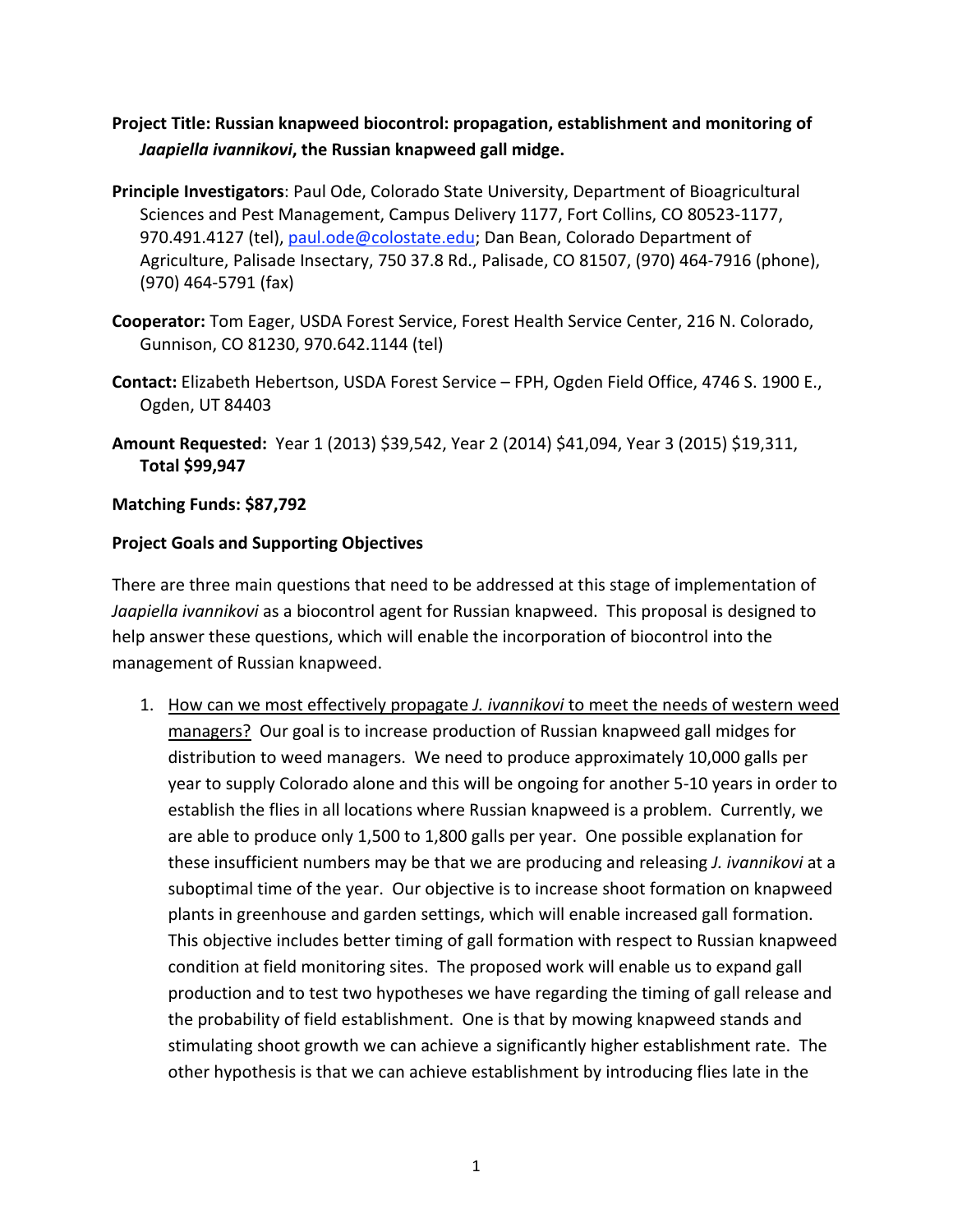**Project Title: Russian knapweed biocontrol: propagation, establishment and monitoring of *Jaapiella ivannikovi*, the Russian knapweed gall midge.**

**Principle Investigators**: Paul Ode, Colorado State University, Department of Bioagricultural Sciences and Pest Management, Campus Delivery 1177, Fort Collins, CO 80523-1177, 970.491.4127 (tel), paul.ode@colostate.edu; Dan Bean, Colorado Department of Agriculture, Palisade Insectary, 750 37.8 Rd., Palisade, CO 81507, (970) 464-7916 (phone), (970) 464-5791 (fax)

**Cooperator:** Tom Eager, USDA Forest Service, Forest Health Service Center, 216 N. Colorado, Gunnison, CO 81230, 970.642.1144 (tel)

**Contact:** Elizabeth Hebertson, USDA Forest Service – FPH, Ogden Field Office, 4746 S. 1900 E., Ogden, UT 84403

**Amount Requested:** Year 1 (2013) $39,542, Year 2 (2014) $41,094, Year 3 (2015) $19,311, **Total $99,947**

**Matching Funds: $87,792**

**Project Goals and Supporting Objectives**

There are three main questions that need to be addressed at this stage of implementation of *Jaapiella ivannikovi* as a biocontrol agent for Russian knapweed. This proposal is designed to help answer these questions, which will enable the incorporation of biocontrol into the management of Russian knapweed.

1. How can we most effectively propagate *J. ivannikovi* to meet the needs of western weed managers? Our goal is to increase production of Russian knapweed gall midges for distribution to weed managers. We need to produce approximately 10,000 galls per year to supply Colorado alone and this will be ongoing for another 5-10 years in order to establish the flies in all locations where Russian knapweed is a problem. Currently, we are able to produce only 1,500 to 1,800 galls per year. One possible explanation for these insufficient numbers may be that we are producing and releasing *J. ivannikovi* at a suboptimal time of the year. Our objective is to increase shoot formation on knapweed plants in greenhouse and garden settings, which will enable increased gall formation. This objective includes better timing of gall formation with respect to Russian knapweed condition at field monitoring sites. The proposed work will enable us to expand gall production and to test two hypotheses we have regarding the timing of gall release and the probability of field establishment. One is that by mowing knapweed stands and stimulating shoot growth we can achieve a significantly higher establishment rate. The other hypothesis is that we can achieve establishment by introducing flies late in the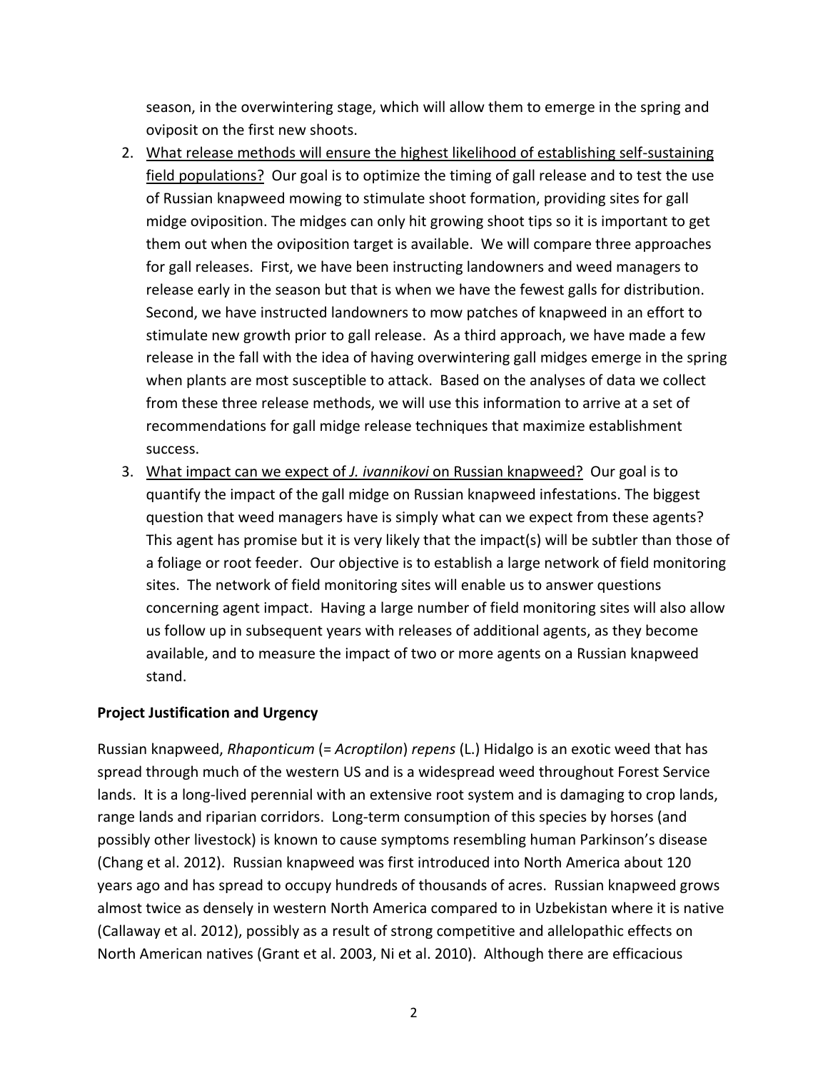season, in the overwintering stage, which will allow them to emerge in the spring and oviposit on the first new shoots.

2. <u>What release methods will ensure the highest likelihood of establishing self-sustaining field populations?</u> Our goal is to optimize the timing of gall release and to test the use of Russian knapweed mowing to stimulate shoot formation, providing sites for gall midge oviposition. The midges can only hit growing shoot tips so it is important to get them out when the oviposition target is available. We will compare three approaches for gall releases. First, we have been instructing landowners and weed managers to release early in the season but that is when we have the fewest galls for distribution. Second, we have instructed landowners to mow patches of knapweed in an effort to stimulate new growth prior to gall release. As a third approach, we have made a few release in the fall with the idea of having overwintering gall midges emerge in the spring when plants are most susceptible to attack. Based on the analyses of data we collect from these three release methods, we will use this information to arrive at a set of recommendations for gall midge release techniques that maximize establishment success.
3. <u>What impact can we expect of *J. ivannikovi* on Russian knapweed?</u> Our goal is to quantify the impact of the gall midge on Russian knapweed infestations. The biggest question that weed managers have is simply what can we expect from these agents? This agent has promise but it is very likely that the impact(s) will be subtler than those of a foliage or root feeder. Our objective is to establish a large network of field monitoring sites. The network of field monitoring sites will enable us to answer questions concerning agent impact. Having a large number of field monitoring sites will also allow us follow up in subsequent years with releases of additional agents, as they become available, and to measure the impact of two or more agents on a Russian knapweed stand.

**Project Justification and Urgency**

Russian knapweed, *Rhaponticum* (= *Acroptilon*) *repens* (L.) Hidalgo is an exotic weed that has spread through much of the western US and is a widespread weed throughout Forest Service lands. It is a long-lived perennial with an extensive root system and is damaging to crop lands, range lands and riparian corridors. Long-term consumption of this species by horses (and possibly other livestock) is known to cause symptoms resembling human Parkinson's disease (Chang et al. 2012). Russian knapweed was first introduced into North America about 120 years ago and has spread to occupy hundreds of thousands of acres. Russian knapweed grows almost twice as densely in western North America compared to in Uzbekistan where it is native (Callaway et al. 2012), possibly as a result of strong competitive and allelopathic effects on North American natives (Grant et al. 2003, Ni et al. 2010). Although there are efficacious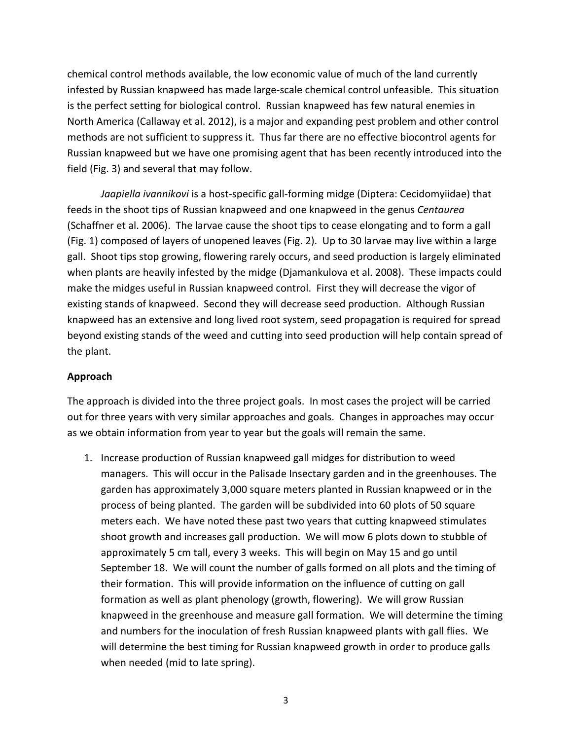chemical control methods available, the low economic value of much of the land currently infested by Russian knapweed has made large-scale chemical control unfeasible. This situation is the perfect setting for biological control. Russian knapweed has few natural enemies in North America (Callaway et al. 2012), is a major and expanding pest problem and other control methods are not sufficient to suppress it. Thus far there are no effective biocontrol agents for Russian knapweed but we have one promising agent that has been recently introduced into the field (Fig. 3) and several that may follow.

*Jaapiella ivannikovi* is a host-specific gall-forming midge (Diptera: Cecidomyiidae) that feeds in the shoot tips of Russian knapweed and one knapweed in the genus *Centaurea* (Schaffner et al. 2006). The larvae cause the shoot tips to cease elongating and to form a gall (Fig. 1) composed of layers of unopened leaves (Fig. 2). Up to 30 larvae may live within a large gall. Shoot tips stop growing, flowering rarely occurs, and seed production is largely eliminated when plants are heavily infested by the midge (Djamankulova et al. 2008). These impacts could make the midges useful in Russian knapweed control. First they will decrease the vigor of existing stands of knapweed. Second they will decrease seed production. Although Russian knapweed has an extensive and long lived root system, seed propagation is required for spread beyond existing stands of the weed and cutting into seed production will help contain spread of the plant.

**Approach**

The approach is divided into the three project goals. In most cases the project will be carried out for three years with very similar approaches and goals. Changes in approaches may occur as we obtain information from year to year but the goals will remain the same.

1. Increase production of Russian knapweed gall midges for distribution to weed managers. This will occur in the Palisade Insectary garden and in the greenhouses. The garden has approximately 3,000 square meters planted in Russian knapweed or in the process of being planted. The garden will be subdivided into 60 plots of 50 square meters each. We have noted these past two years that cutting knapweed stimulates shoot growth and increases gall production. We will mow 6 plots down to stubble of approximately 5 cm tall, every 3 weeks. This will begin on May 15 and go until September 18. We will count the number of galls formed on all plots and the timing of their formation. This will provide information on the influence of cutting on gall formation as well as plant phenology (growth, flowering). We will grow Russian knapweed in the greenhouse and measure gall formation. We will determine the timing and numbers for the inoculation of fresh Russian knapweed plants with gall flies. We will determine the best timing for Russian knapweed growth in order to produce galls when needed (mid to late spring).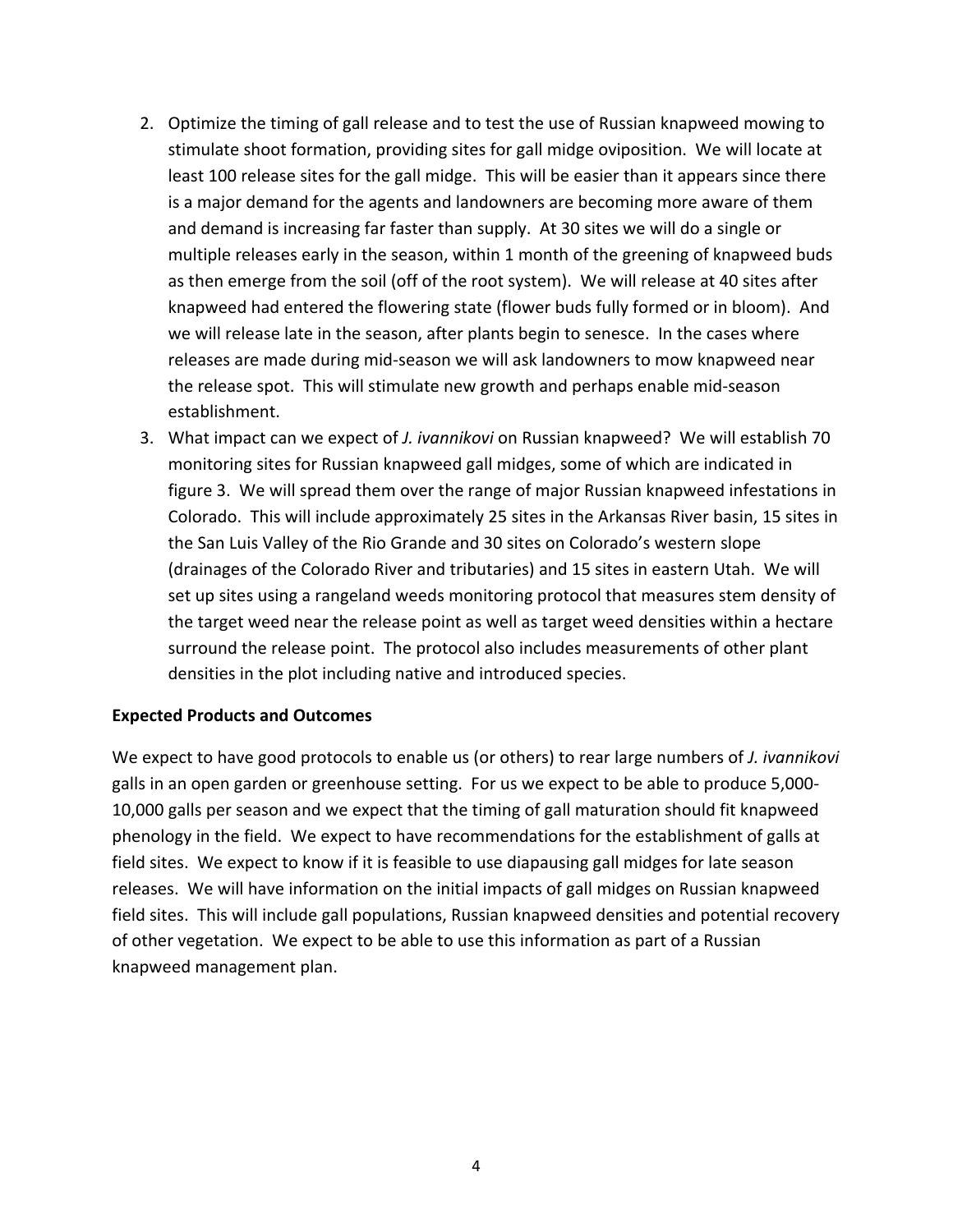2. Optimize the timing of gall release and to test the use of Russian knapweed mowing to stimulate shoot formation, providing sites for gall midge oviposition. We will locate at least 100 release sites for the gall midge. This will be easier than it appears since there is a major demand for the agents and landowners are becoming more aware of them and demand is increasing far faster than supply. At 30 sites we will do a single or multiple releases early in the season, within 1 month of the greening of knapweed buds as then emerge from the soil (off of the root system). We will release at 40 sites after knapweed had entered the flowering state (flower buds fully formed or in bloom). And we will release late in the season, after plants begin to senesce. In the cases where releases are made during mid-season we will ask landowners to mow knapweed near the release spot. This will stimulate new growth and perhaps enable mid-season establishment.
3. What impact can we expect of *J. ivannikovi* on Russian knapweed? We will establish 70 monitoring sites for Russian knapweed gall midges, some of which are indicated in figure 3. We will spread them over the range of major Russian knapweed infestations in Colorado. This will include approximately 25 sites in the Arkansas River basin, 15 sites in the San Luis Valley of the Rio Grande and 30 sites on Colorado's western slope (drainages of the Colorado River and tributaries) and 15 sites in eastern Utah. We will set up sites using a rangeland weeds monitoring protocol that measures stem density of the target weed near the release point as well as target weed densities within a hectare surround the release point. The protocol also includes measurements of other plant densities in the plot including native and introduced species.

**Expected Products and Outcomes**

We expect to have good protocols to enable us (or others) to rear large numbers of *J. ivannikovi* galls in an open garden or greenhouse setting. For us we expect to be able to produce 5,000-10,000 galls per season and we expect that the timing of gall maturation should fit knapweed phenology in the field. We expect to have recommendations for the establishment of galls at field sites. We expect to know if it is feasible to use diapausing gall midges for late season releases. We will have information on the initial impacts of gall midges on Russian knapweed field sites. This will include gall populations, Russian knapweed densities and potential recovery of other vegetation. We expect to be able to use this information as part of a Russian knapweed management plan.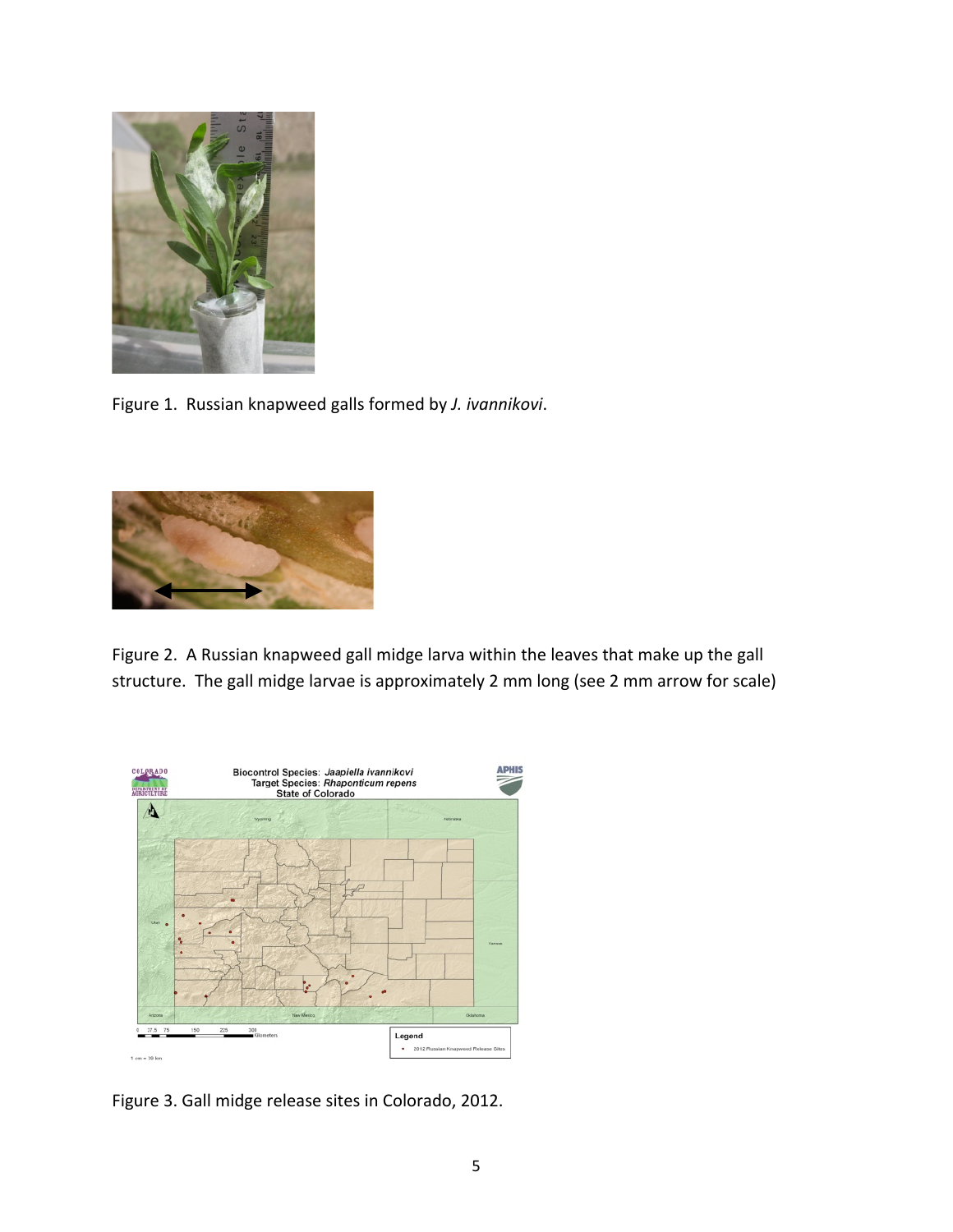Figure 1. Russian knapweed galls formed by *J. ivannikovi*.

Figure 2. A Russian knapweed gall midge larva within the leaves that make up the gall structure. The gall midge larvae is approximately 2 mm long (see 2 mm arrow for scale)

Figure 3. Gall midge release sites in Colorado, 2012.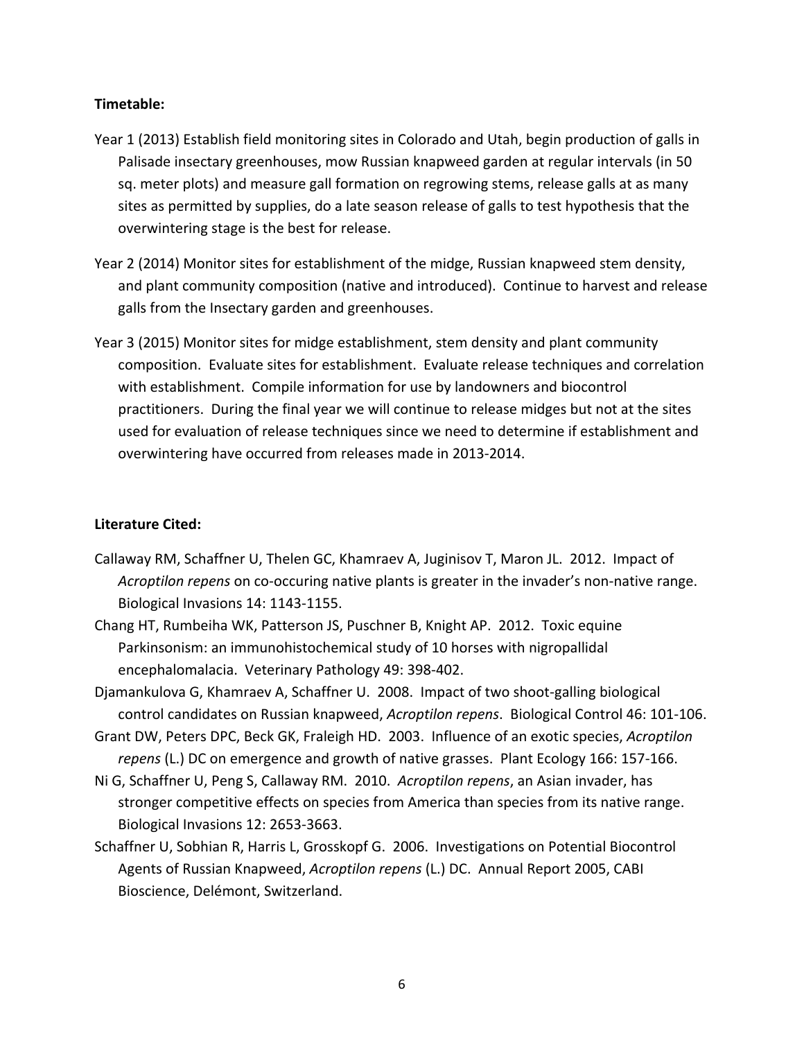**Timetable:**

Year 1 (2013) Establish field monitoring sites in Colorado and Utah, begin production of galls in Palisade insectary greenhouses, mow Russian knapweed garden at regular intervals (in 50 sq. meter plots) and measure gall formation on regrowing stems, release galls at as many sites as permitted by supplies, do a late season release of galls to test hypothesis that the overwintering stage is the best for release.

Year 2 (2014) Monitor sites for establishment of the midge, Russian knapweed stem density, and plant community composition (native and introduced). Continue to harvest and release galls from the Insectary garden and greenhouses.

Year 3 (2015) Monitor sites for midge establishment, stem density and plant community composition. Evaluate sites for establishment. Evaluate release techniques and correlation with establishment. Compile information for use by landowners and biocontrol practitioners. During the final year we will continue to release midges but not at the sites used for evaluation of release techniques since we need to determine if establishment and overwintering have occurred from releases made in 2013-2014.

**Literature Cited:**

Callaway RM, Schaffner U, Thelen GC, Khamraev A, Juginisov T, Maron JL. 2012. Impact of *Acroptilon repens* on co-occuring native plants is greater in the invader's non-native range. Biological Invasions 14: 1143-1155.

Chang HT, Rumbeiha WK, Patterson JS, Puschner B, Knight AP. 2012. Toxic equine Parkinsonism: an immunohistochemical study of 10 horses with nigropallidal encephalomalacia. Veterinary Pathology 49: 398-402.

Djamankulova G, Khamraev A, Schaffner U. 2008. Impact of two shoot-galling biological control candidates on Russian knapweed, *Acroptilon repens*. Biological Control 46: 101-106.

Grant DW, Peters DPC, Beck GK, Fraleigh HD. 2003. Influence of an exotic species, *Acroptilon repens* (L.) DC on emergence and growth of native grasses. Plant Ecology 166: 157-166.

Ni G, Schaffner U, Peng S, Callaway RM. 2010. *Acroptilon repens*, an Asian invader, has stronger competitive effects on species from America than species from its native range. Biological Invasions 12: 2653-3663.

Schaffner U, Sobhian R, Harris L, Grosskopf G. 2006. Investigations on Potential Biocontrol Agents of Russian Knapweed, *Acroptilon repens* (L.) DC. Annual Report 2005, CABI Bioscience, Delémont, Switzerland.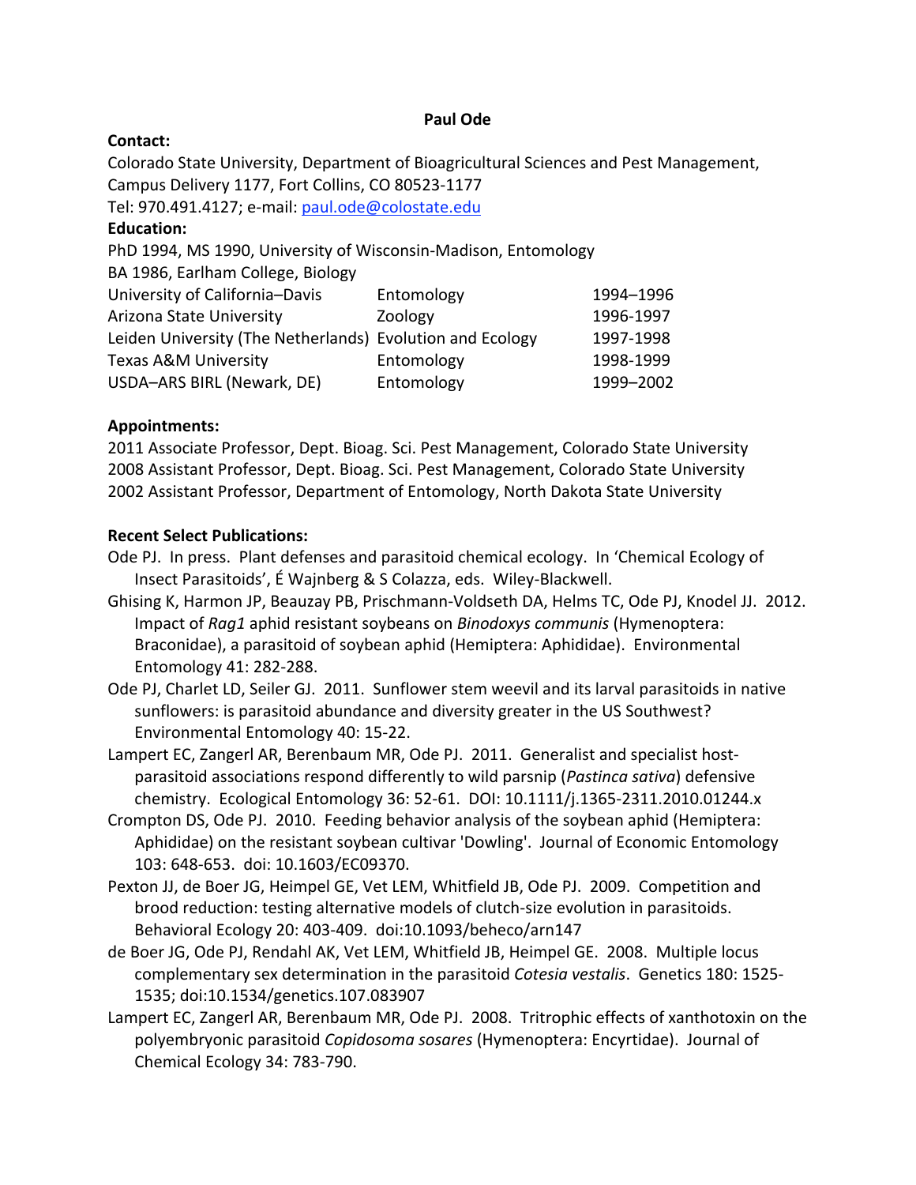**Paul Ode**

**Contact:**
Colorado State University, Department of Bioagricultural Sciences and Pest Management, Campus Delivery 1177, Fort Collins, CO 80523-1177
Tel: 970.491.4127; e-mail: paul.ode@colostate.edu

**Education:**
PhD 1994, MS 1990, University of Wisconsin-Madison, Entomology
BA 1986, Earlham College, Biology

| | | |
|---|---|---|
| University of California–Davis | Entomology | 1994–1996 |
| Arizona State University | Zoology | 1996-1997 |
| Leiden University (The Netherlands) | Evolution and Ecology | 1997-1998 |
| Texas A&M University | Entomology | 1998-1999 |
| USDA–ARS BIRL (Newark, DE) | Entomology | 1999–2002 |

**Appointments:**
2011 Associate Professor, Dept. Bioag. Sci. Pest Management, Colorado State University
2008 Assistant Professor, Dept. Bioag. Sci. Pest Management, Colorado State University
2002 Assistant Professor, Department of Entomology, North Dakota State University

**Recent Select Publications:**

Ode PJ. In press. Plant defenses and parasitoid chemical ecology. In 'Chemical Ecology of Insect Parasitoids', É Wajnberg & S Colazza, eds. Wiley-Blackwell.

Ghising K, Harmon JP, Beauzay PB, Prischmann-Voldseth DA, Helms TC, Ode PJ, Knodel JJ. 2012. Impact of *Rag1* aphid resistant soybeans on *Binodoxys communis* (Hymenoptera: Braconidae), a parasitoid of soybean aphid (Hemiptera: Aphididae). Environmental Entomology 41: 282-288.

Ode PJ, Charlet LD, Seiler GJ. 2011. Sunflower stem weevil and its larval parasitoids in native sunflowers: is parasitoid abundance and diversity greater in the US Southwest? Environmental Entomology 40: 15-22.

Lampert EC, Zangerl AR, Berenbaum MR, Ode PJ. 2011. Generalist and specialist host-parasitoid associations respond differently to wild parsnip (*Pastinca sativa*) defensive chemistry. Ecological Entomology 36: 52-61. DOI: 10.1111/j.1365-2311.2010.01244.x

Crompton DS, Ode PJ. 2010. Feeding behavior analysis of the soybean aphid (Hemiptera: Aphididae) on the resistant soybean cultivar 'Dowling'. Journal of Economic Entomology 103: 648-653. doi: 10.1603/EC09370.

Pexton JJ, de Boer JG, Heimpel GE, Vet LEM, Whitfield JB, Ode PJ. 2009. Competition and brood reduction: testing alternative models of clutch-size evolution in parasitoids. Behavioral Ecology 20: 403-409. doi:10.1093/beheco/arn147

de Boer JG, Ode PJ, Rendahl AK, Vet LEM, Whitfield JB, Heimpel GE. 2008. Multiple locus complementary sex determination in the parasitoid *Cotesia vestalis*. Genetics 180: 1525-1535; doi:10.1534/genetics.107.083907

Lampert EC, Zangerl AR, Berenbaum MR, Ode PJ. 2008. Tritrophic effects of xanthotoxin on the polyembryonic parasitoid *Copidosoma sosares* (Hymenoptera: Encyrtidae). Journal of Chemical Ecology 34: 783-790.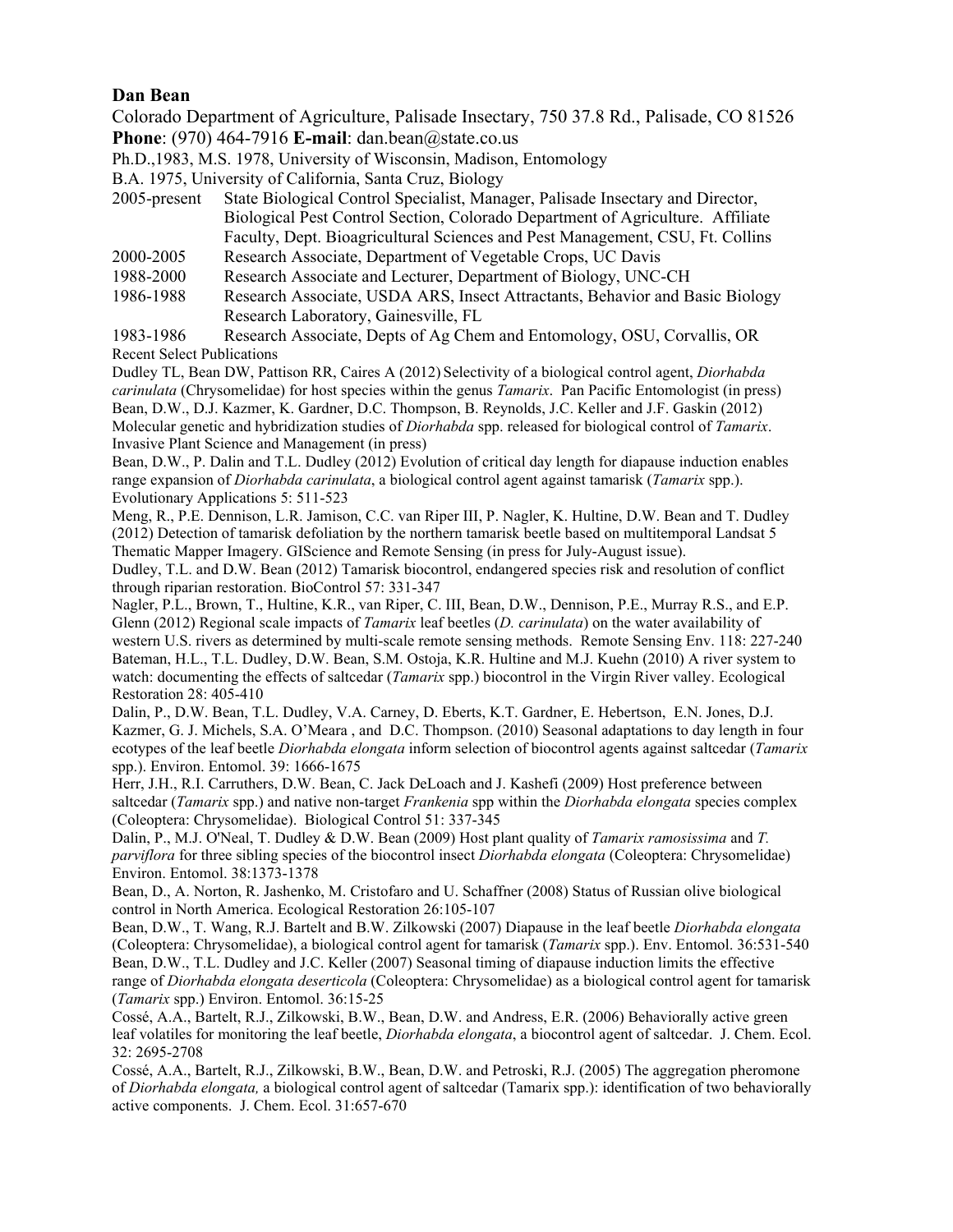**Dan Bean**

Colorado Department of Agriculture, Palisade Insectary, 750 37.8 Rd., Palisade, CO 81526

**Phone**: (970) 464-7916 **E-mail**: dan.bean@state.co.us

Ph.D.,1983, M.S. 1978, University of Wisconsin, Madison, Entomology

B.A. 1975, University of California, Santa Cruz, Biology

2005-present State Biological Control Specialist, Manager, Palisade Insectary and Director, Biological Pest Control Section, Colorado Department of Agriculture. Affiliate Faculty, Dept. Bioagricultural Sciences and Pest Management, CSU, Ft. Collins

2000-2005 Research Associate, Department of Vegetable Crops, UC Davis

1988-2000 Research Associate and Lecturer, Department of Biology, UNC-CH

1986-1988 Research Associate, USDA ARS, Insect Attractants, Behavior and Basic Biology Research Laboratory, Gainesville, FL

1983-1986 Research Associate, Depts of Ag Chem and Entomology, OSU, Corvallis, OR

Recent Select Publications

Dudley TL, Bean DW, Pattison RR, Caires A (2012) Selectivity of a biological control agent, *Diorhabda carinulata* (Chrysomelidae) for host species within the genus *Tamarix*. Pan Pacific Entomologist (in press)

Bean, D.W., D.J. Kazmer, K. Gardner, D.C. Thompson, B. Reynolds, J.C. Keller and J.F. Gaskin (2012) Molecular genetic and hybridization studies of *Diorhabda* spp. released for biological control of *Tamarix*. Invasive Plant Science and Management (in press)

Bean, D.W., P. Dalin and T.L. Dudley (2012) Evolution of critical day length for diapause induction enables range expansion of *Diorhabda carinulata*, a biological control agent against tamarisk (*Tamarix* spp.). Evolutionary Applications 5: 511-523

Meng, R., P.E. Dennison, L.R. Jamison, C.C. van Riper III, P. Nagler, K. Hultine, D.W. Bean and T. Dudley (2012) Detection of tamarisk defoliation by the northern tamarisk beetle based on multitemporal Landsat 5 Thematic Mapper Imagery. GIScience and Remote Sensing (in press for July-August issue).

Dudley, T.L. and D.W. Bean (2012) Tamarisk biocontrol, endangered species risk and resolution of conflict through riparian restoration. BioControl 57: 331-347

Nagler, P.L., Brown, T., Hultine, K.R., van Riper, C. III, Bean, D.W., Dennison, P.E., Murray R.S., and E.P. Glenn (2012) Regional scale impacts of *Tamarix* leaf beetles (*D. carinulata*) on the water availability of western U.S. rivers as determined by multi-scale remote sensing methods. Remote Sensing Env. 118: 227-240

Bateman, H.L., T.L. Dudley, D.W. Bean, S.M. Ostoja, K.R. Hultine and M.J. Kuehn (2010) A river system to watch: documenting the effects of saltcedar (*Tamarix* spp.) biocontrol in the Virgin River valley. Ecological Restoration 28: 405-410

Dalin, P., D.W. Bean, T.L. Dudley, V.A. Carney, D. Eberts, K.T. Gardner, E. Hebertson, E.N. Jones, D.J. Kazmer, G. J. Michels, S.A. O'Meara , and D.C. Thompson. (2010) Seasonal adaptations to day length in four ecotypes of the leaf beetle *Diorhabda elongata* inform selection of biocontrol agents against saltcedar (*Tamarix* spp.). Environ. Entomol. 39: 1666-1675

Herr, J.H., R.I. Carruthers, D.W. Bean, C. Jack DeLoach and J. Kashefi (2009) Host preference between saltcedar (*Tamarix* spp.) and native non-target *Frankenia* spp within the *Diorhabda elongata* species complex (Coleoptera: Chrysomelidae). Biological Control 51: 337-345

Dalin, P., M.J. O'Neal, T. Dudley & D.W. Bean (2009) Host plant quality of *Tamarix ramosissima* and *T. parviflora* for three sibling species of the biocontrol insect *Diorhabda elongata* (Coleoptera: Chrysomelidae) Environ. Entomol. 38:1373-1378

Bean, D., A. Norton, R. Jashenko, M. Cristofaro and U. Schaffner (2008) Status of Russian olive biological control in North America. Ecological Restoration 26:105-107

Bean, D.W., T. Wang, R.J. Bartelt and B.W. Zilkowski (2007) Diapause in the leaf beetle *Diorhabda elongata* (Coleoptera: Chrysomelidae), a biological control agent for tamarisk (*Tamarix* spp.). Env. Entomol. 36:531-540

Bean, D.W., T.L. Dudley and J.C. Keller (2007) Seasonal timing of diapause induction limits the effective range of *Diorhabda elongata deserticola* (Coleoptera: Chrysomelidae) as a biological control agent for tamarisk (*Tamarix* spp.) Environ. Entomol. 36:15-25

Cossé, A.A., Bartelt, R.J., Zilkowski, B.W., Bean, D.W. and Andress, E.R. (2006) Behaviorally active green leaf volatiles for monitoring the leaf beetle, *Diorhabda elongata*, a biocontrol agent of saltcedar. J. Chem. Ecol. 32: 2695-2708

Cossé, A.A., Bartelt, R.J., Zilkowski, B.W., Bean, D.W. and Petroski, R.J. (2005) The aggregation pheromone of *Diorhabda elongata,* a biological control agent of saltcedar (Tamarix spp.): identification of two behaviorally active components. J. Chem. Ecol. 31:657-670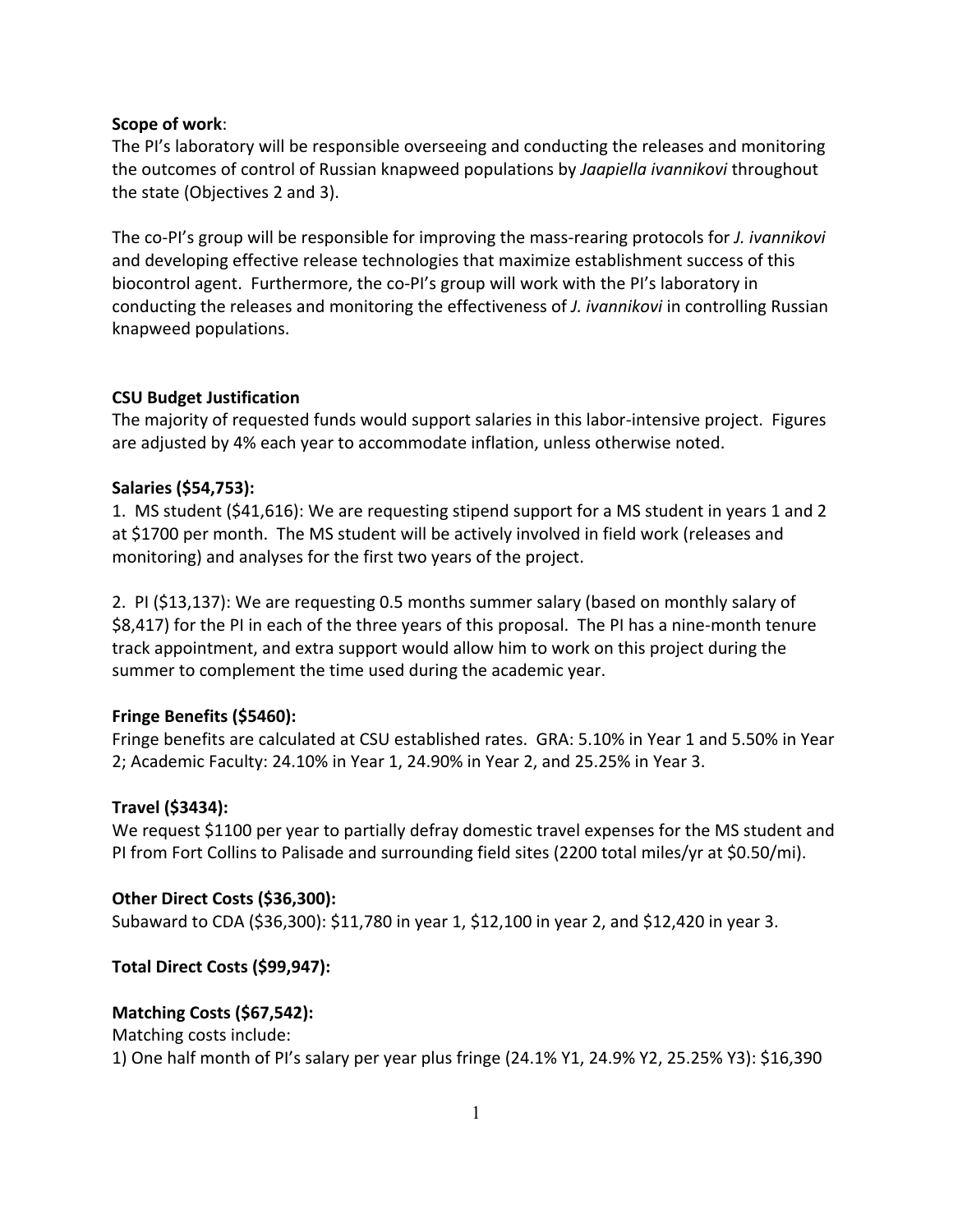**Scope of work**:
The PI's laboratory will be responsible overseeing and conducting the releases and monitoring the outcomes of control of Russian knapweed populations by *Jaapiella ivannikovi* throughout the state (Objectives 2 and 3).

The co-PI's group will be responsible for improving the mass-rearing protocols for *J. ivannikovi* and developing effective release technologies that maximize establishment success of this biocontrol agent. Furthermore, the co-PI's group will work with the PI's laboratory in conducting the releases and monitoring the effectiveness of *J. ivannikovi* in controlling Russian knapweed populations.

**CSU Budget Justification**
The majority of requested funds would support salaries in this labor-intensive project. Figures are adjusted by 4% each year to accommodate inflation, unless otherwise noted.

**Salaries ($54,753):**
1. MS student ($41,616): We are requesting stipend support for a MS student in years 1 and 2 at $1700 per month. The MS student will be actively involved in field work (releases and monitoring) and analyses for the first two years of the project.

2. PI ($13,137): We are requesting 0.5 months summer salary (based on monthly salary of $8,417) for the PI in each of the three years of this proposal. The PI has a nine-month tenure track appointment, and extra support would allow him to work on this project during the summer to complement the time used during the academic year.

**Fringe Benefits ($5460):**
Fringe benefits are calculated at CSU established rates. GRA: 5.10% in Year 1 and 5.50% in Year 2; Academic Faculty: 24.10% in Year 1, 24.90% in Year 2, and 25.25% in Year 3.

**Travel ($3434):**
We request $1100 per year to partially defray domestic travel expenses for the MS student and PI from Fort Collins to Palisade and surrounding field sites (2200 total miles/yr at $0.50/mi).

**Other Direct Costs ($36,300):**
Subaward to CDA ($36,300): $11,780 in year 1, $12,100 in year 2, and $12,420 in year 3.

**Total Direct Costs ($99,947):**

**Matching Costs ($67,542):**
Matching costs include:
1) One half month of PI's salary per year plus fringe (24.1% Y1, 24.9% Y2, 25.25% Y3): $16,390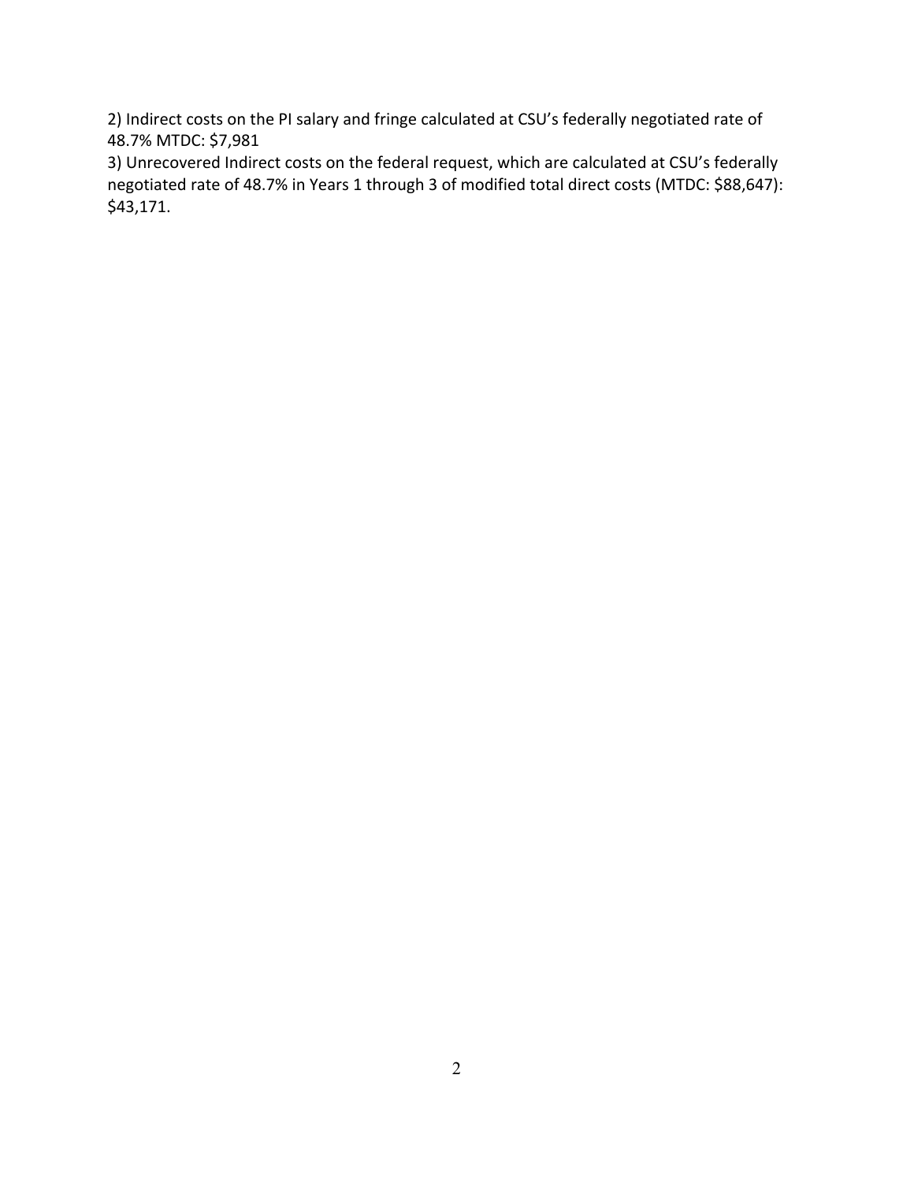2) Indirect costs on the PI salary and fringe calculated at CSU's federally negotiated rate of 48.7% MTDC: $7,981

3) Unrecovered Indirect costs on the federal request, which are calculated at CSU's federally negotiated rate of 48.7% in Years 1 through 3 of modified total direct costs (MTDC: $88,647): $43,171.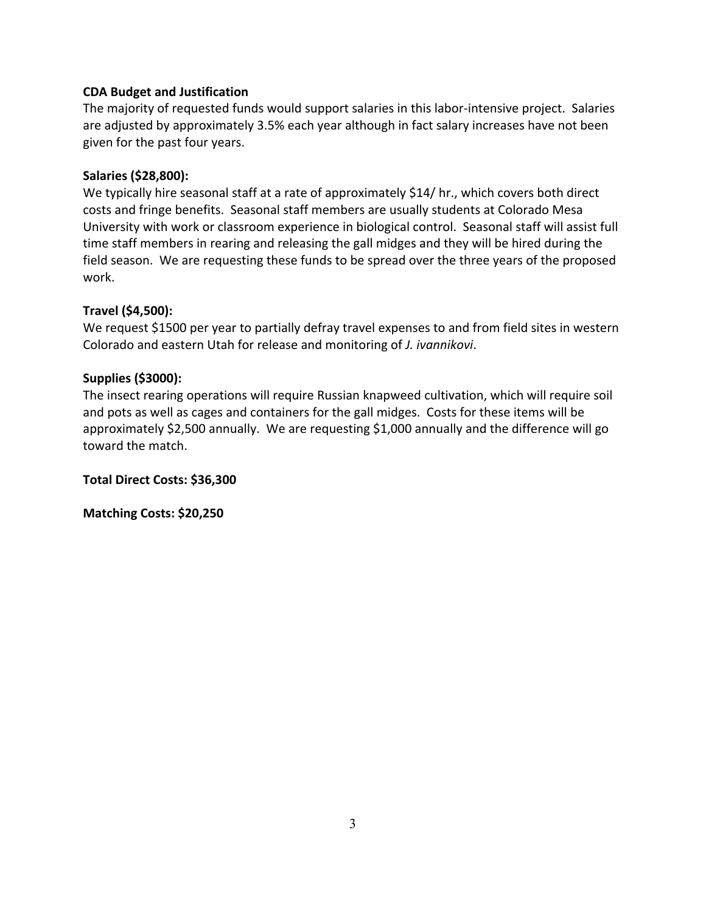**CDA Budget and Justification**

The majority of requested funds would support salaries in this labor-intensive project. Salaries are adjusted by approximately 3.5% each year although in fact salary increases have not been given for the past four years.

**Salaries ($28,800):**

We typically hire seasonal staff at a rate of approximately $14/ hr., which covers both direct costs and fringe benefits. Seasonal staff members are usually students at Colorado Mesa University with work or classroom experience in biological control. Seasonal staff will assist full time staff members in rearing and releasing the gall midges and they will be hired during the field season. We are requesting these funds to be spread over the three years of the proposed work.

**Travel ($4,500):**

We request $1500 per year to partially defray travel expenses to and from field sites in western Colorado and eastern Utah for release and monitoring of *J. ivannikovi*.

**Supplies ($3000):**

The insect rearing operations will require Russian knapweed cultivation, which will require soil and pots as well as cages and containers for the gall midges. Costs for these items will be approximately $2,500 annually. We are requesting $1,000 annually and the difference will go toward the match.

**Total Direct Costs: $36,300**

**Matching Costs: $20,250**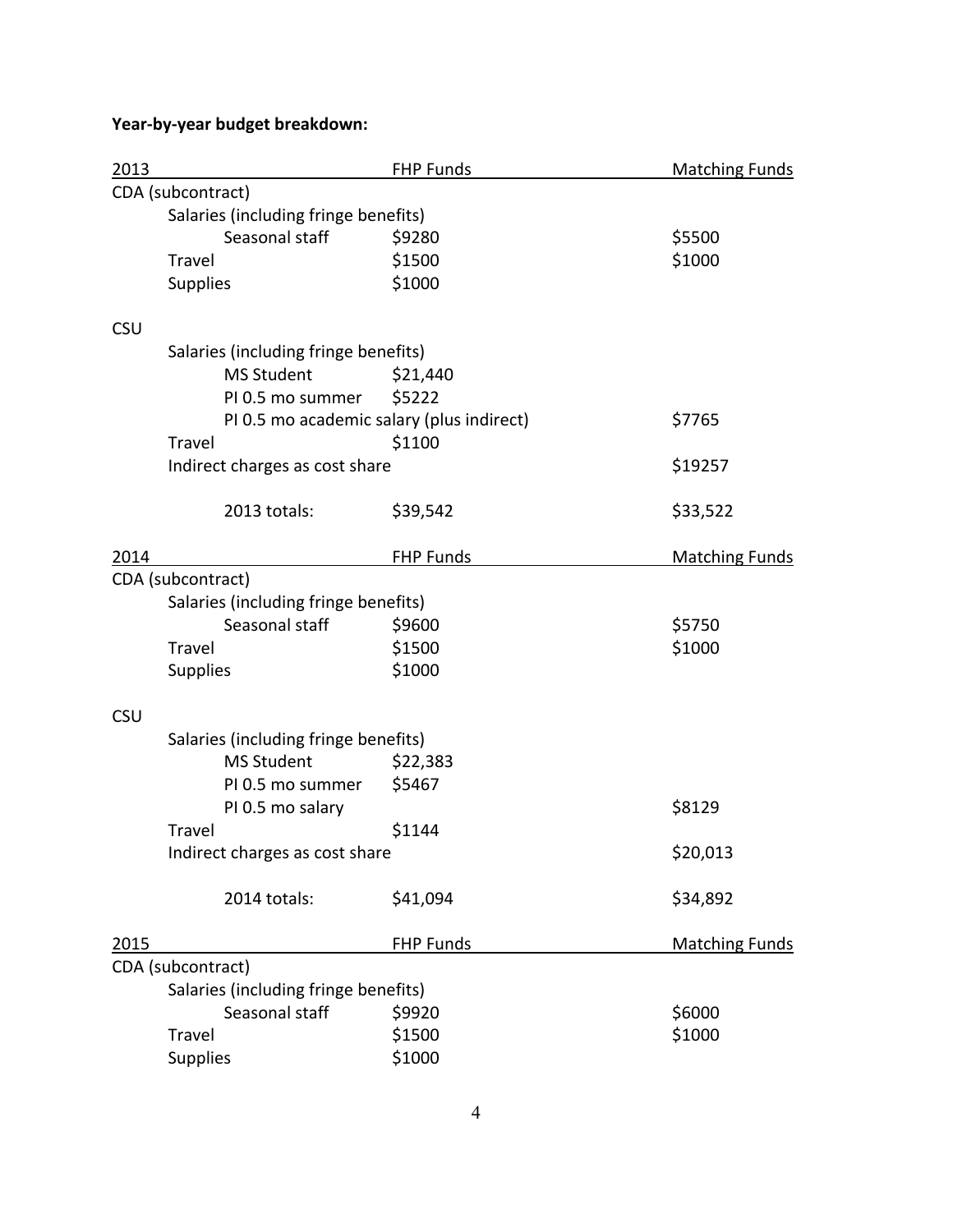**Year-by-year budget breakdown:**

| 2013 | FHP Funds | Matching Funds |
|---|---|---|
| CDA (subcontract) | | |
| Salaries (including fringe benefits) | | |
| Seasonal staff | $9280 | $5500 |
| Travel | $1500 | $1000 |
| Supplies | $1000 | |
| | | |
| CSU | | |
| Salaries (including fringe benefits) | | |
| MS Student | $21,440 | |
| PI 0.5 mo summer | $5222 | |
| PI 0.5 mo academic salary (plus indirect) | | $7765 |
| Travel | $1100 | |
| Indirect charges as cost share | | $19257 |
| | | |
| 2013 totals: | $39,542 | $33,522 |

| 2014 | FHP Funds | Matching Funds |
|---|---|---|
| CDA (subcontract) | | |
| Salaries (including fringe benefits) | | |
| Seasonal staff | $9600 | $5750 |
| Travel | $1500 | $1000 |
| Supplies | $1000 | |
| | | |
| CSU | | |
| Salaries (including fringe benefits) | | |
| MS Student | $22,383 | |
| PI 0.5 mo summer | $5467 | |
| PI 0.5 mo salary | | $8129 |
| Travel | $1144 | |
| Indirect charges as cost share | | $20,013 |
| | | |
| 2014 totals: | $41,094 | $34,892 |

| 2015 | FHP Funds | Matching Funds |
|---|---|---|
| CDA (subcontract) | | |
| Salaries (including fringe benefits) | | |
| Seasonal staff | $9920 | $6000 |
| Travel | $1500 | $1000 |
| Supplies | $1000 | |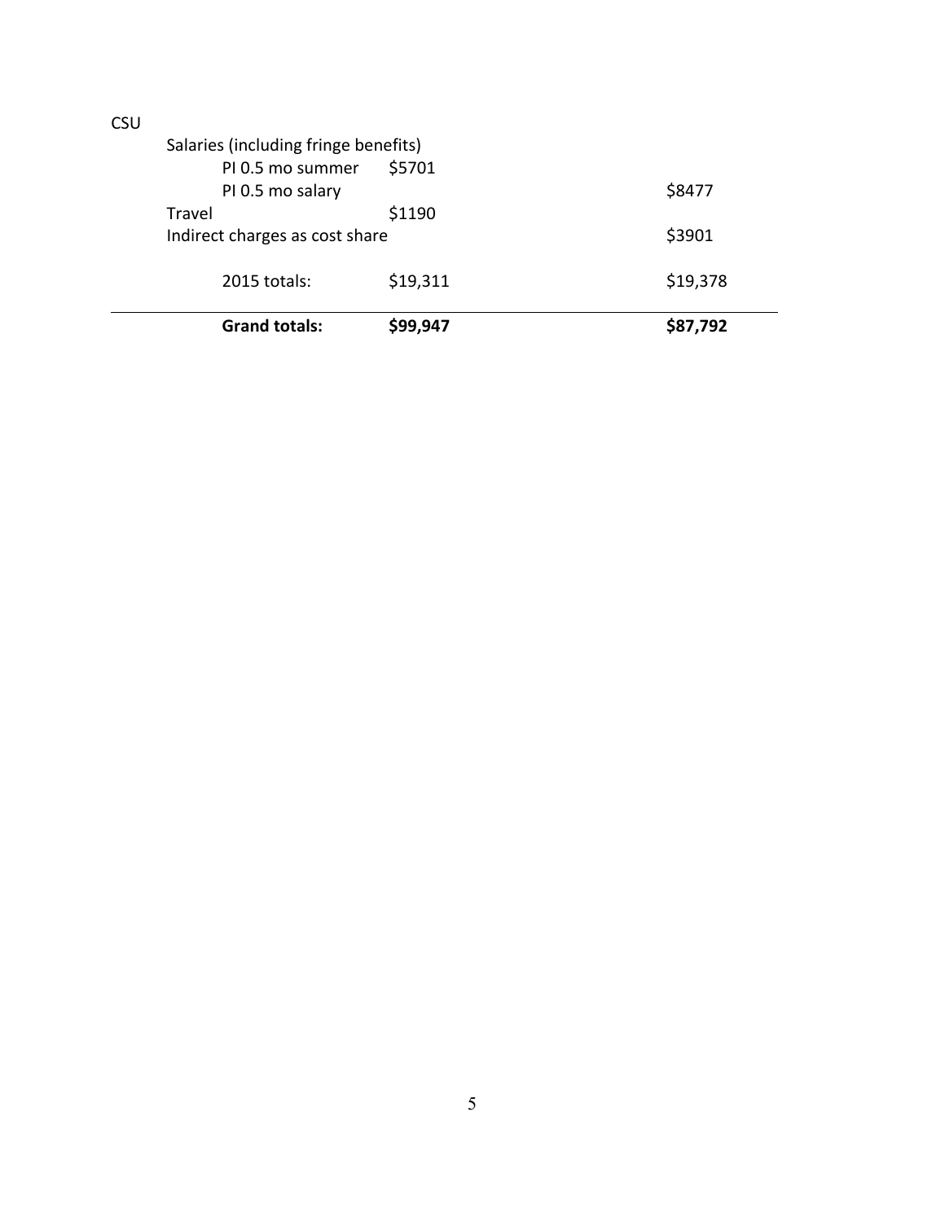| CSU | | |
|---|---|---|
| Salaries (including fringe benefits) | | |
| PI 0.5 mo summer | \$5701 | |
| PI 0.5 mo salary | | \$8477 |
| Travel | \$1190 | |
| Indirect charges as cost share | | \$3901 |
| 2015 totals: | \$19,311 | \$19,378 |
| **Grand totals:** | **\$99,947** | **\$87,792** |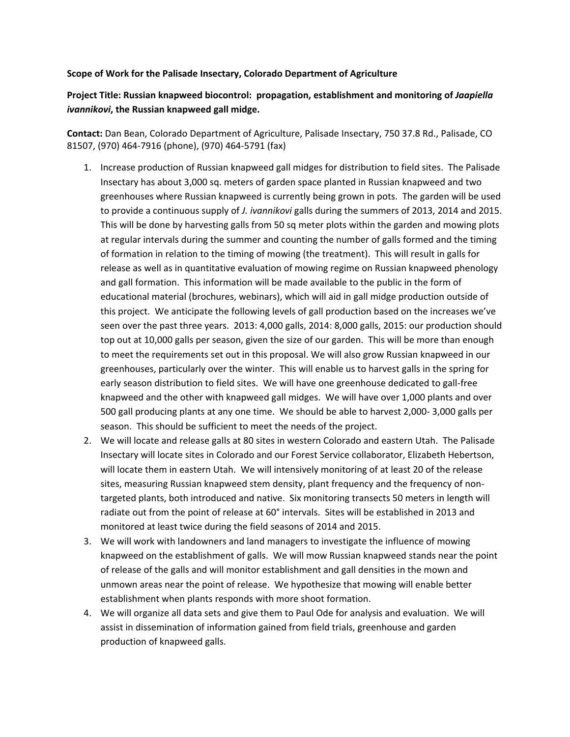**Scope of Work for the Palisade Insectary, Colorado Department of Agriculture**

**Project Title: Russian knapweed biocontrol: propagation, establishment and monitoring of *Jaapiella ivannikovi*, the Russian knapweed gall midge.**

**Contact:** Dan Bean, Colorado Department of Agriculture, Palisade Insectary, 750 37.8 Rd., Palisade, CO 81507, (970) 464-7916 (phone), (970) 464-5791 (fax)

1. Increase production of Russian knapweed gall midges for distribution to field sites. The Palisade Insectary has about 3,000 sq. meters of garden space planted in Russian knapweed and two greenhouses where Russian knapweed is currently being grown in pots. The garden will be used to provide a continuous supply of *J. ivannikovi* galls during the summers of 2013, 2014 and 2015. This will be done by harvesting galls from 50 sq meter plots within the garden and mowing plots at regular intervals during the summer and counting the number of galls formed and the timing of formation in relation to the timing of mowing (the treatment). This will result in galls for release as well as in quantitative evaluation of mowing regime on Russian knapweed phenology and gall formation. This information will be made available to the public in the form of educational material (brochures, webinars), which will aid in gall midge production outside of this project. We anticipate the following levels of gall production based on the increases we've seen over the past three years. 2013: 4,000 galls, 2014: 8,000 galls, 2015: our production should top out at 10,000 galls per season, given the size of our garden. This will be more than enough to meet the requirements set out in this proposal. We will also grow Russian knapweed in our greenhouses, particularly over the winter. This will enable us to harvest galls in the spring for early season distribution to field sites. We will have one greenhouse dedicated to gall-free knapweed and the other with knapweed gall midges. We will have over 1,000 plants and over 500 gall producing plants at any one time. We should be able to harvest 2,000- 3,000 galls per season. This should be sufficient to meet the needs of the project.
2. We will locate and release galls at 80 sites in western Colorado and eastern Utah. The Palisade Insectary will locate sites in Colorado and our Forest Service collaborator, Elizabeth Hebertson, will locate them in eastern Utah. We will intensively monitoring of at least 20 of the release sites, measuring Russian knapweed stem density, plant frequency and the frequency of non-targeted plants, both introduced and native. Six monitoring transects 50 meters in length will radiate out from the point of release at 60° intervals. Sites will be established in 2013 and monitored at least twice during the field seasons of 2014 and 2015.
3. We will work with landowners and land managers to investigate the influence of mowing knapweed on the establishment of galls. We will mow Russian knapweed stands near the point of release of the galls and will monitor establishment and gall densities in the mown and unmown areas near the point of release. We hypothesize that mowing will enable better establishment when plants responds with more shoot formation.
4. We will organize all data sets and give them to Paul Ode for analysis and evaluation. We will assist in dissemination of information gained from field trials, greenhouse and garden production of knapweed galls.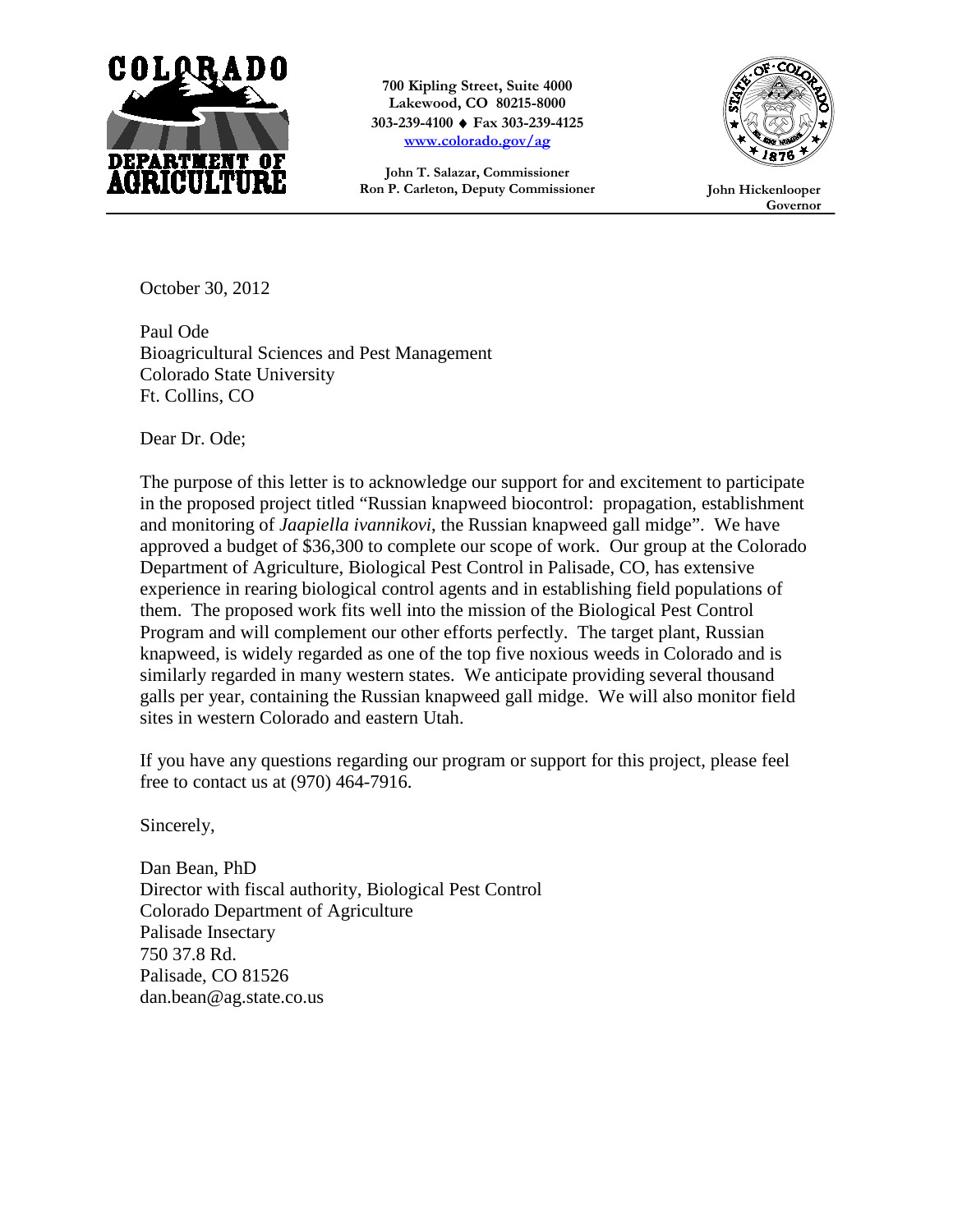700 Kipling Street, Suite 4000
Lakewood, CO 80215-8000
303-239-4100 ♦ Fax 303-239-4125
www.colorado.gov/ag

John T. Salazar, Commissioner
Ron P. Carleton, Deputy Commissioner

John Hickenlooper
Governor

October 30, 2012

Paul Ode
Bioagricultural Sciences and Pest Management
Colorado State University
Ft. Collins, CO

Dear Dr. Ode;

The purpose of this letter is to acknowledge our support for and excitement to participate in the proposed project titled "Russian knapweed biocontrol: propagation, establishment and monitoring of *Jaapiella ivannikovi*, the Russian knapweed gall midge". We have approved a budget of $36,300 to complete our scope of work. Our group at the Colorado Department of Agriculture, Biological Pest Control in Palisade, CO, has extensive experience in rearing biological control agents and in establishing field populations of them. The proposed work fits well into the mission of the Biological Pest Control Program and will complement our other efforts perfectly. The target plant, Russian knapweed, is widely regarded as one of the top five noxious weeds in Colorado and is similarly regarded in many western states. We anticipate providing several thousand galls per year, containing the Russian knapweed gall midge. We will also monitor field sites in western Colorado and eastern Utah.

If you have any questions regarding our program or support for this project, please feel free to contact us at (970) 464-7916.

Sincerely,

Dan Bean, PhD
Director with fiscal authority, Biological Pest Control
Colorado Department of Agriculture
Palisade Insectary
750 37.8 Rd.
Palisade, CO 81526
dan.bean@ag.state.co.us